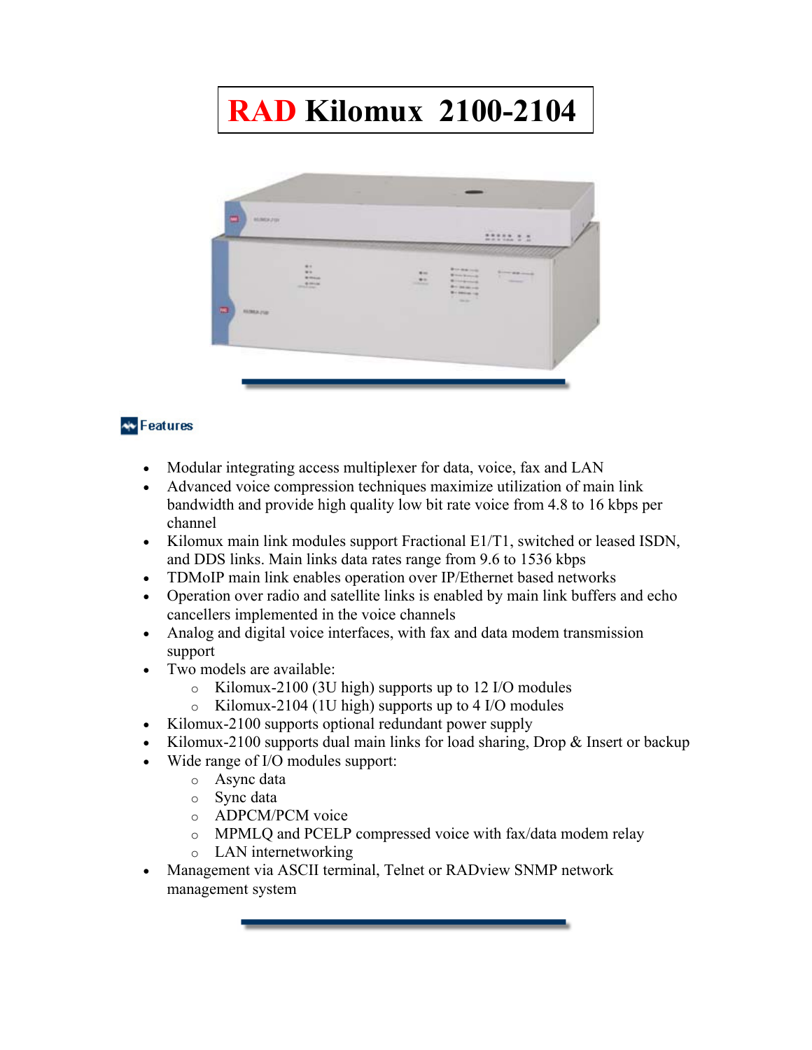# RAD Kilomux 2100-2104

## Features

- Modular integrating access multiplexer for data, voice, fax and LAN
- Advanced voice compression techniques maximize utilization of main link bandwidth and provide high quality low bit rate voice from 4.8 to 16 kbps per channel
- Kilomux main link modules support Fractional E1/T1, switched or leased ISDN, and DDS links. Main links data rates range from 9.6 to 1536 kbps
- TDMoIP main link enables operation over IP/Ethernet based networks
- Operation over radio and satellite links is enabled by main link buffers and echo cancellers implemented in the voice channels
- Analog and digital voice interfaces, with fax and data modem transmission support
- Two models are available:
  - Kilomux-2100 (3U high) supports up to 12 I/O modules
  - Kilomux-2104 (1U high) supports up to 4 I/O modules
- Kilomux-2100 supports optional redundant power supply
- Kilomux-2100 supports dual main links for load sharing, Drop & Insert or backup
- Wide range of I/O modules support:
  - Async data
  - Sync data
  - ADPCM/PCM voice
  - MPMLQ and PCELP compressed voice with fax/data modem relay
  - LAN internetworking
- Management via ASCII terminal, Telnet or RADview SNMP network management system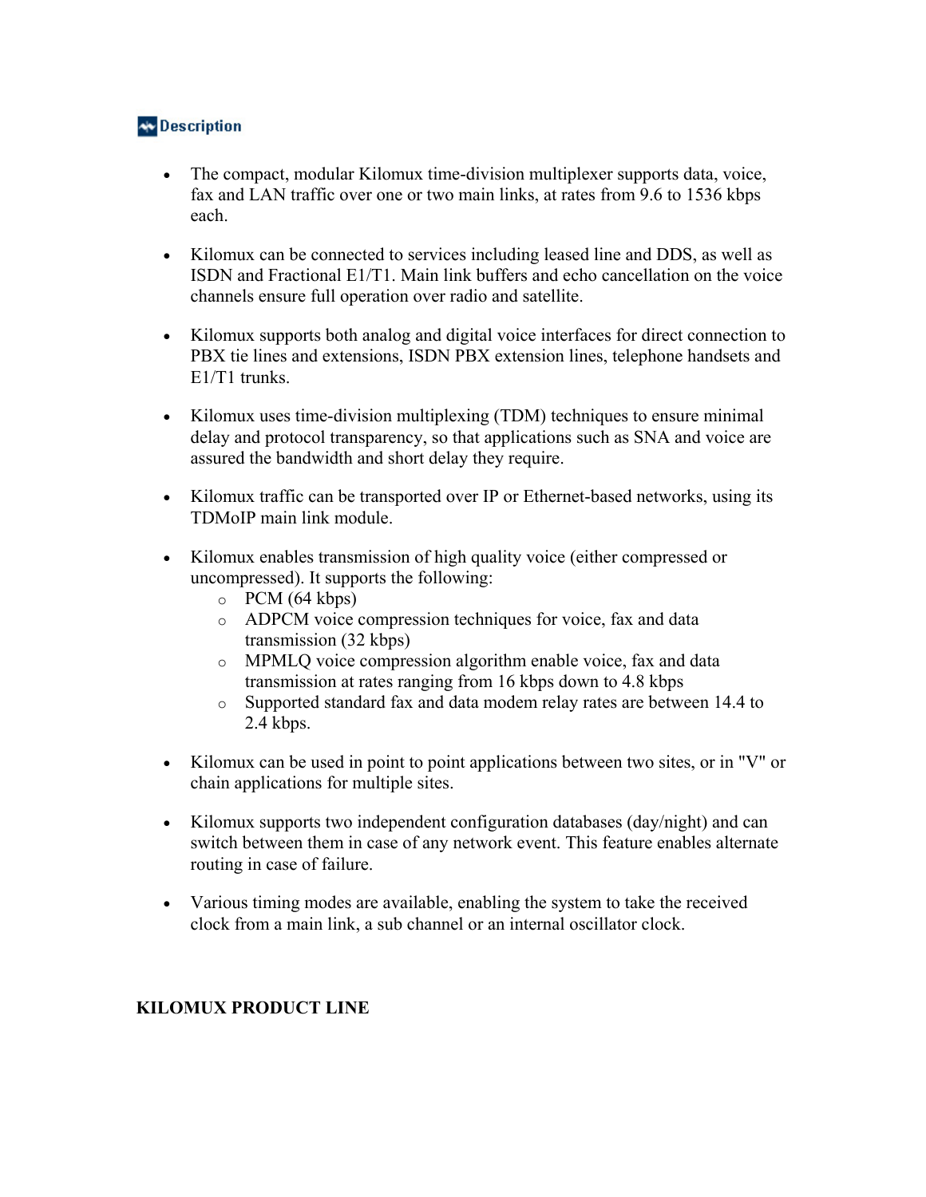## Description

- The compact, modular Kilomux time-division multiplexer supports data, voice, fax and LAN traffic over one or two main links, at rates from 9.6 to 1536 kbps each.

- Kilomux can be connected to services including leased line and DDS, as well as ISDN and Fractional E1/T1. Main link buffers and echo cancellation on the voice channels ensure full operation over radio and satellite.

- Kilomux supports both analog and digital voice interfaces for direct connection to PBX tie lines and extensions, ISDN PBX extension lines, telephone handsets and E1/T1 trunks.

- Kilomux uses time-division multiplexing (TDM) techniques to ensure minimal delay and protocol transparency, so that applications such as SNA and voice are assured the bandwidth and short delay they require.

- Kilomux traffic can be transported over IP or Ethernet-based networks, using its TDMoIP main link module.

- Kilomux enables transmission of high quality voice (either compressed or uncompressed). It supports the following:
  - PCM (64 kbps)
  - ADPCM voice compression techniques for voice, fax and data transmission (32 kbps)
  - MPMLQ voice compression algorithm enable voice, fax and data transmission at rates ranging from 16 kbps down to 4.8 kbps
  - Supported standard fax and data modem relay rates are between 14.4 to 2.4 kbps.

- Kilomux can be used in point to point applications between two sites, or in "V" or chain applications for multiple sites.

- Kilomux supports two independent configuration databases (day/night) and can switch between them in case of any network event. This feature enables alternate routing in case of failure.

- Various timing modes are available, enabling the system to take the received clock from a main link, a sub channel or an internal oscillator clock.

**KILOMUX PRODUCT LINE**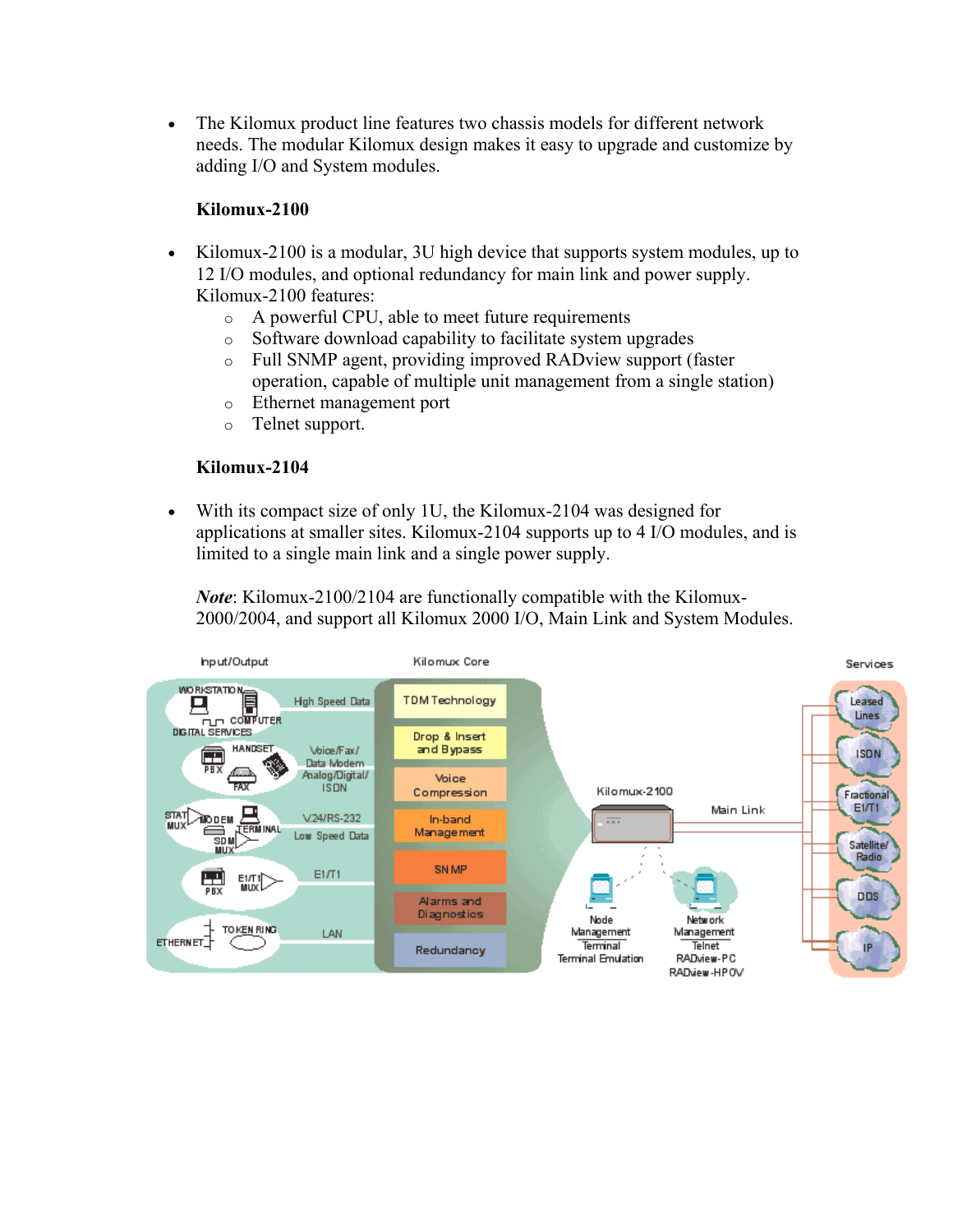- The Kilomux product line features two chassis models for different network needs. The modular Kilomux design makes it easy to upgrade and customize by adding I/O and System modules.

  **Kilomux-2100**

- Kilomux-2100 is a modular, 3U high device that supports system modules, up to 12 I/O modules, and optional redundancy for main link and power supply. Kilomux-2100 features:
  - A powerful CPU, able to meet future requirements
  - Software download capability to facilitate system upgrades
  - Full SNMP agent, providing improved RADview support (faster operation, capable of multiple unit management from a single station)
  - Ethernet management port
  - Telnet support.

  **Kilomux-2104**

- With its compact size of only 1U, the Kilomux-2104 was designed for applications at smaller sites. Kilomux-2104 supports up to 4 I/O modules, and is limited to a single main link and a single power supply.

  ***Note***: Kilomux-2100/2104 are functionally compatible with the Kilomux-2000/2004, and support all Kilomux 2000 I/O, Main Link and System Modules.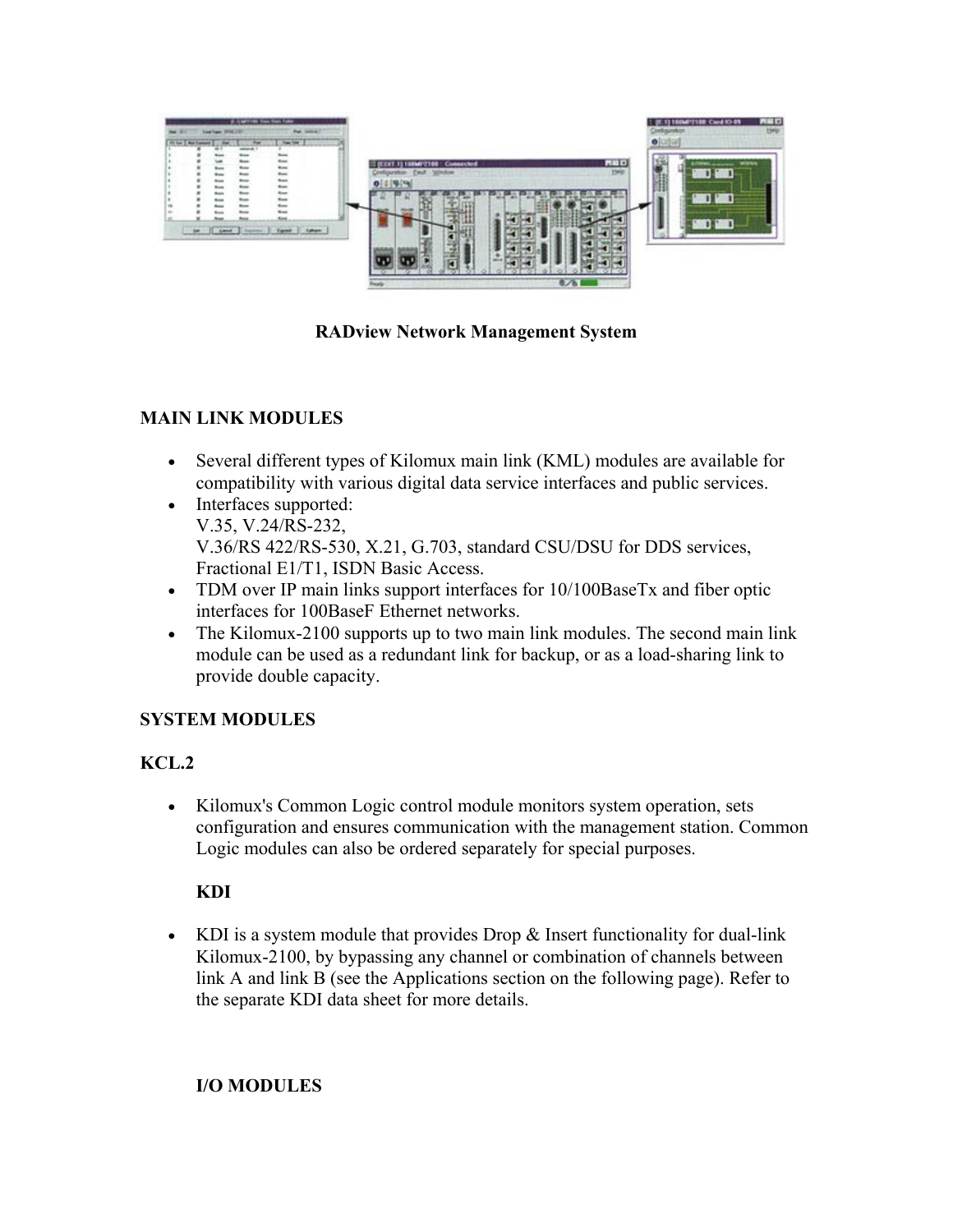RADview Network Management System

**MAIN LINK MODULES**

- Several different types of Kilomux main link (KML) modules are available for compatibility with various digital data service interfaces and public services.
- Interfaces supported:
  V.35, V.24/RS-232,
  V.36/RS 422/RS-530, X.21, G.703, standard CSU/DSU for DDS services, Fractional E1/T1, ISDN Basic Access.
- TDM over IP main links support interfaces for 10/100BaseTx and fiber optic interfaces for 100BaseF Ethernet networks.
- The Kilomux-2100 supports up to two main link modules. The second main link module can be used as a redundant link for backup, or as a load-sharing link to provide double capacity.

**SYSTEM MODULES**

**KCL.2**

- Kilomux's Common Logic control module monitors system operation, sets configuration and ensures communication with the management station. Common Logic modules can also be ordered separately for special purposes.

  **KDI**

- KDI is a system module that provides Drop & Insert functionality for dual-link Kilomux-2100, by bypassing any channel or combination of channels between link A and link B (see the Applications section on the following page). Refer to the separate KDI data sheet for more details.

  **I/O MODULES**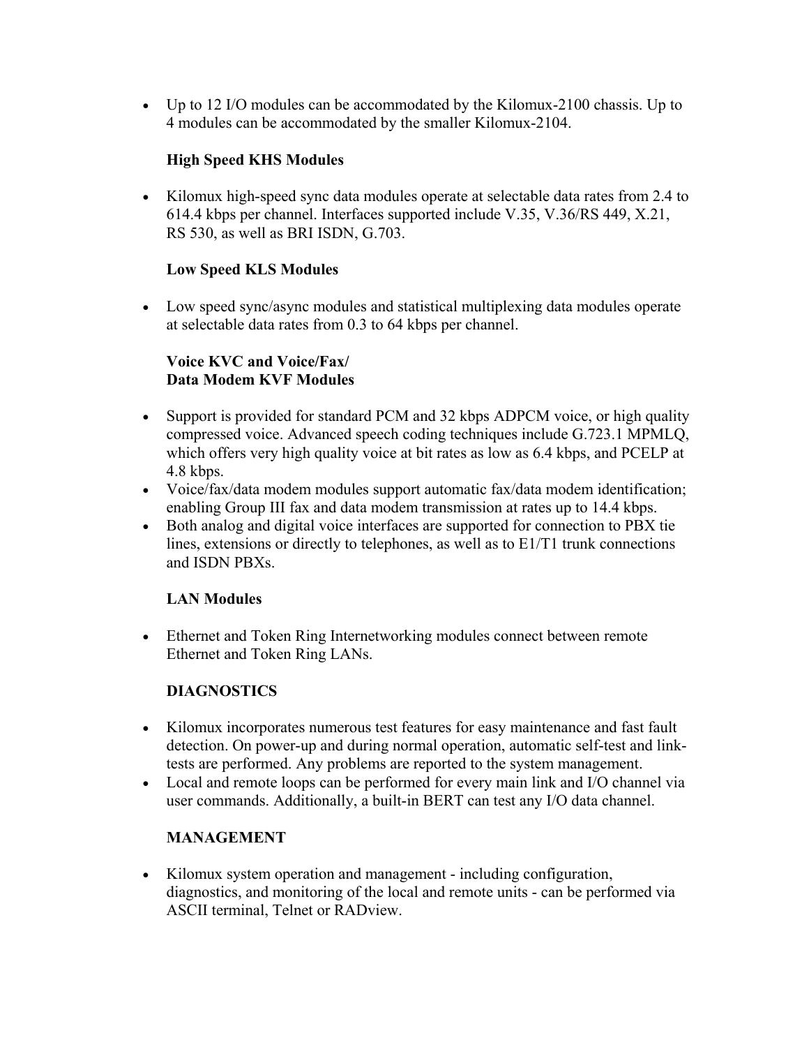- Up to 12 I/O modules can be accommodated by the Kilomux-2100 chassis. Up to 4 modules can be accommodated by the smaller Kilomux-2104.

**High Speed KHS Modules**

- Kilomux high-speed sync data modules operate at selectable data rates from 2.4 to 614.4 kbps per channel. Interfaces supported include V.35, V.36/RS 449, X.21, RS 530, as well as BRI ISDN, G.703.

**Low Speed KLS Modules**

- Low speed sync/async modules and statistical multiplexing data modules operate at selectable data rates from 0.3 to 64 kbps per channel.

**Voice KVC and Voice/Fax/ Data Modem KVF Modules**

- Support is provided for standard PCM and 32 kbps ADPCM voice, or high quality compressed voice. Advanced speech coding techniques include G.723.1 MPMLQ, which offers very high quality voice at bit rates as low as 6.4 kbps, and PCELP at 4.8 kbps.
- Voice/fax/data modem modules support automatic fax/data modem identification; enabling Group III fax and data modem transmission at rates up to 14.4 kbps.
- Both analog and digital voice interfaces are supported for connection to PBX tie lines, extensions or directly to telephones, as well as to E1/T1 trunk connections and ISDN PBXs.

**LAN Modules**

- Ethernet and Token Ring Internetworking modules connect between remote Ethernet and Token Ring LANs.

**DIAGNOSTICS**

- Kilomux incorporates numerous test features for easy maintenance and fast fault detection. On power-up and during normal operation, automatic self-test and link-tests are performed. Any problems are reported to the system management.
- Local and remote loops can be performed for every main link and I/O channel via user commands. Additionally, a built-in BERT can test any I/O data channel.

**MANAGEMENT**

- Kilomux system operation and management - including configuration, diagnostics, and monitoring of the local and remote units - can be performed via ASCII terminal, Telnet or RADview.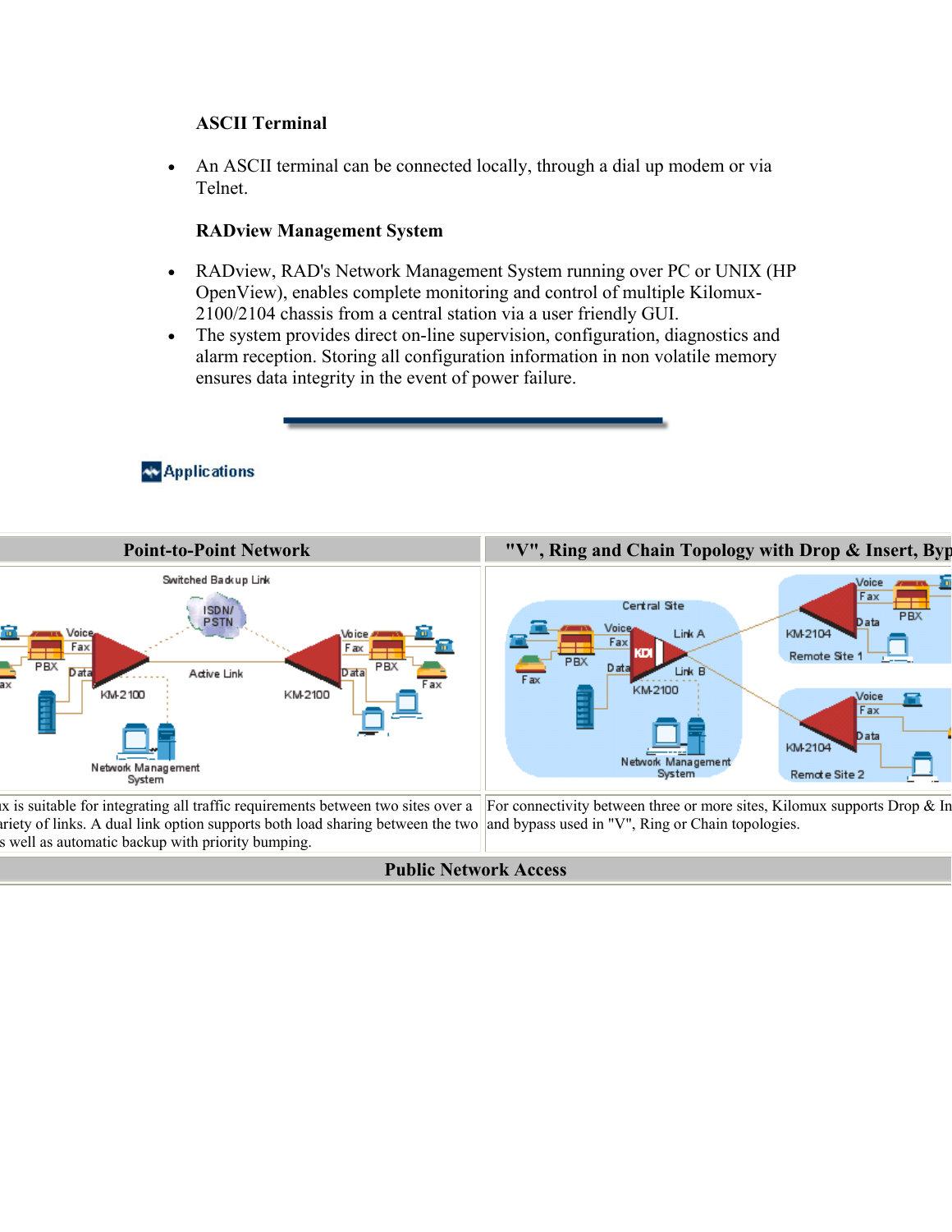**ASCII Terminal**

- An ASCII terminal can be connected locally, through a dial up modem or via Telnet.

**RADview Management System**

- RADview, RAD's Network Management System running over PC or UNIX (HP OpenView), enables complete monitoring and control of multiple Kilomux-2100/2104 chassis from a central station via a user friendly GUI.
- The system provides direct on-line supervision, configuration, diagnostics and alarm reception. Storing all configuration information in non volatile memory ensures data integrity in the event of power failure.

## Applications

| Point-to-Point Network | "V", Ring and Chain Topology with Drop & Insert, Byp |
|---|---|
| | |
| ux is suitable for integrating all traffic requirements between two sites over a ariety of links. A dual link option supports both load sharing between the two s well as automatic backup with priority bumping. | For connectivity between three or more sites, Kilomux supports Drop & In and bypass used in "V", Ring or Chain topologies. |

| Public Network Access |
|---|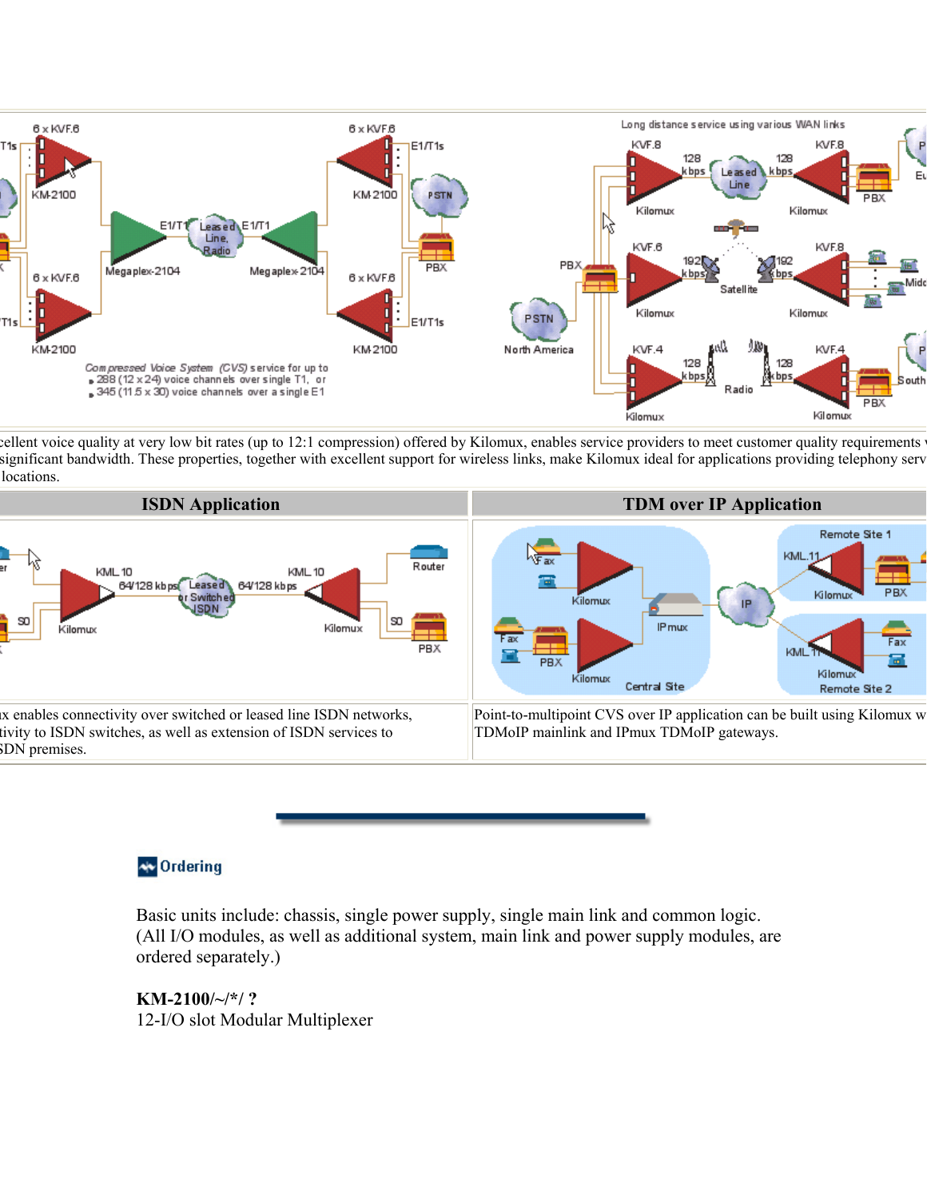cellent voice quality at very low bit rates (up to 12:1 compression) offered by Kilomux, enables service providers to meet customer quality requirements significant bandwidth. These properties, together with excellent support for wireless links, make Kilomux ideal for applications providing telephony serv locations.

| ISDN Application | TDM over IP Application |
|---|---|
| x enables connectivity over switched or leased line ISDN networks, tivity to ISDN switches, as well as extension of ISDN services to SDN premises. | Point-to-multipoint CVS over IP application can be built using Kilomux w TDMoIP mainlink and IPmux TDMoIP gateways. |

## Ordering

Basic units include: chassis, single power supply, single main link and common logic. (All I/O modules, as well as additional system, main link and power supply modules, are ordered separately.)

**KM-2100/~/*/ ?**
12-I/O slot Modular Multiplexer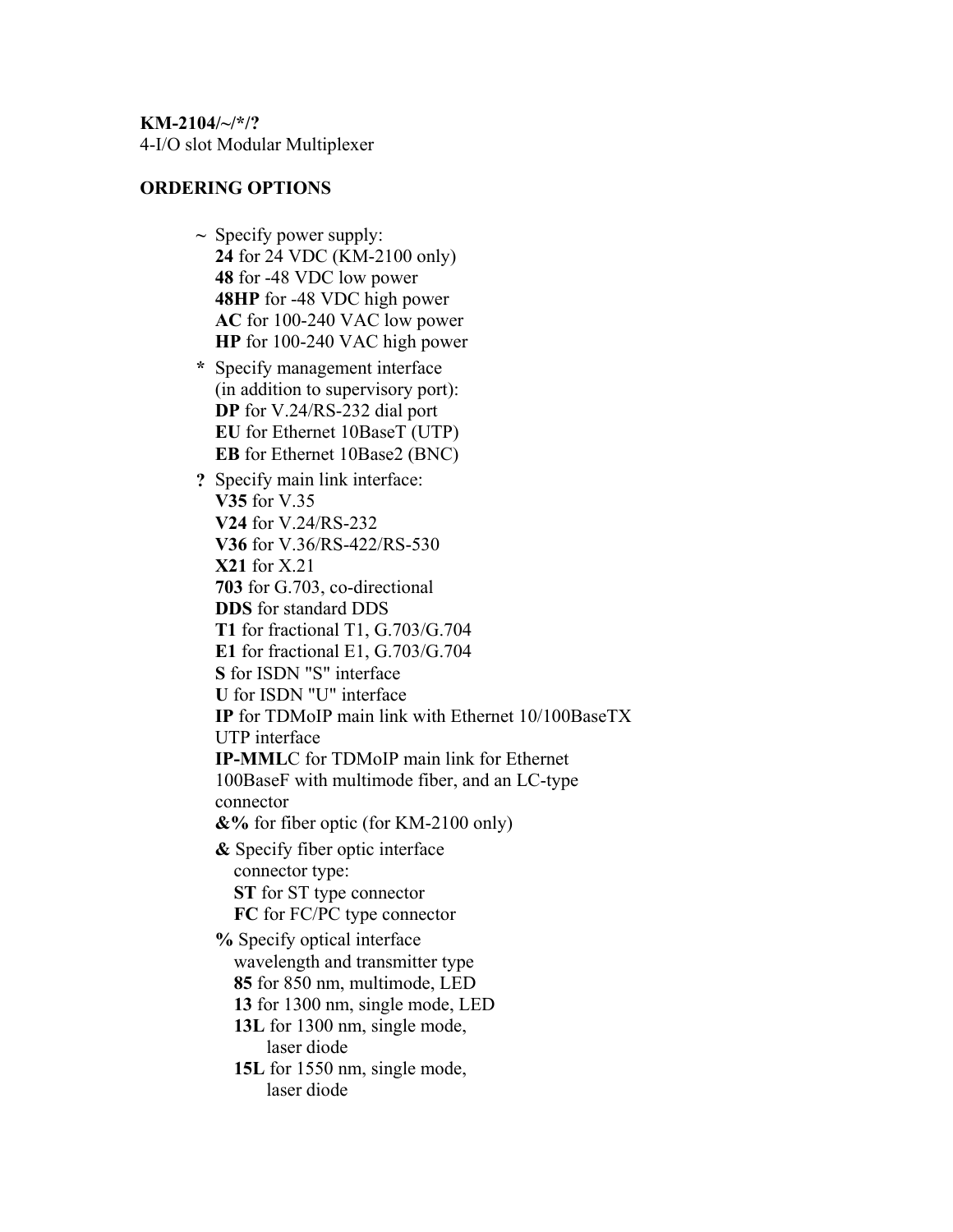**KM-2104/~/*/?**
4-I/O slot Modular Multiplexer

**ORDERING OPTIONS**

- **~** Specify power supply:
  **24** for 24 VDC (KM-2100 only)
  **48** for -48 VDC low power
  **48HP** for -48 VDC high power
  **AC** for 100-240 VAC low power
  **HP** for 100-240 VAC high power
- **\*** Specify management interface (in addition to supervisory port):
  **DP** for V.24/RS-232 dial port
  **EU** for Ethernet 10BaseT (UTP)
  **EB** for Ethernet 10Base2 (BNC)
- **?** Specify main link interface:
  **V35** for V.35
  **V24** for V.24/RS-232
  **V36** for V.36/RS-422/RS-530
  **X21** for X.21
  **703** for G.703, co-directional
  **DDS** for standard DDS
  **T1** for fractional T1, G.703/G.704
  **E1** for fractional E1, G.703/G.704
  **S** for ISDN "S" interface
  **U** for ISDN "U" interface
  **IP** for TDMoIP main link with Ethernet 10/100BaseTX UTP interface
  **IP-MML**C for TDMoIP main link for Ethernet 100BaseF with multimode fiber, and an LC-type connector
  **&%** for fiber optic (for KM-2100 only)
  - **&** Specify fiber optic interface connector type:
    **ST** for ST type connector
    **FC** for FC/PC type connector
  - **%** Specify optical interface wavelength and transmitter type
    **85** for 850 nm, multimode, LED
    **13** for 1300 nm, single mode, LED
    **13L** for 1300 nm, single mode, laser diode
    **15L** for 1550 nm, single mode, laser diode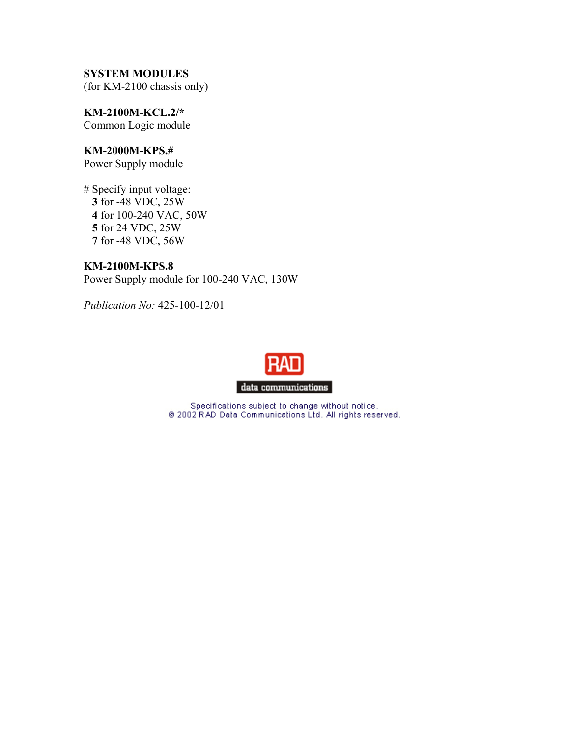**SYSTEM MODULES**
(for KM-2100 chassis only)

**KM-2100M-KCL.2/***
Common Logic module

**KM-2000M-KPS.#**
Power Supply module

# Specify input voltage:
- **3** for -48 VDC, 25W
- **4** for 100-240 VAC, 50W
- **5** for 24 VDC, 25W
- **7** for -48 VDC, 56W

**KM-2100M-KPS.8**
Power Supply module for 100-240 VAC, 130W

*Publication No:* 425-100-12/01

RAD
data communications

Specifications subject to change without notice.
© 2002 RAD Data Communications Ltd. All rights reserved.